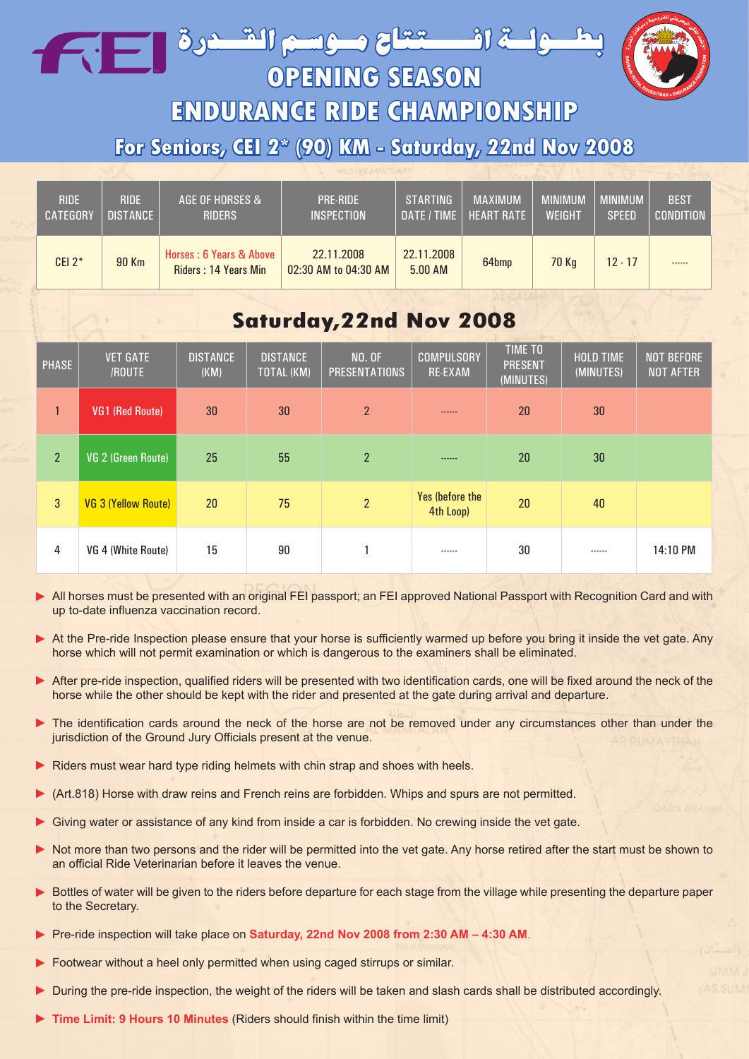# بطولة افتتاح موسم القدرة

# OPENING SEASON

# ENDURANCE RIDE CHAMPIONSHIP

## For Seniors, CEI 2* (90) KM - Saturday, 22nd Nov 2008

| RIDE CATEGORY | RIDE DISTANCE | AGE OF HORSES & RIDERS | PRE-RIDE INSPECTION | STARTING DATE / TIME | MAXIMUM HEART RATE | MINIMUM WEIGHT | MINIMUM SPEED | BEST CONDITION |
|---|---|---|---|---|---|---|---|---|
| CEI 2* | 90 Km | Horses : 6 Years & Above Riders : 14 Years Min | 22.11.2008 02:30 AM to 04:30 AM | 22.11.2008 5.00 AM | 64bmp | 70 Kg | 12 - 17 | ------ |

## Saturday,22nd Nov 2008

| PHASE | VET GATE /ROUTE | DISTANCE (KM) | DISTANCE TOTAL (KM) | NO. OF PRESENTATIONS | COMPULSORY RE-EXAM | TIME TO PRESENT (MINUTES) | HOLD TIME (MINUTES) | NOT BEFORE NOT AFTER |
|---|---|---|---|---|---|---|---|---|
| 1 | VG1 (Red Route) | 30 | 30 | 2 | ------ | 20 | 30 | |
| 2 | VG 2 (Green Route) | 25 | 55 | 2 | ------ | 20 | 30 | |
| 3 | VG 3 (Yellow Route) | 20 | 75 | 2 | Yes (before the 4th Loop) | 20 | 40 | |
| 4 | VG 4 (White Route) | 15 | 90 | 1 | ------ | 30 | ------ | 14:10 PM |

- All horses must be presented with an original FEI passport; an FEI approved National Passport with Recognition Card and with up to-date influenza vaccination record.
- At the Pre-ride Inspection please ensure that your horse is sufficiently warmed up before you bring it inside the vet gate. Any horse which will not permit examination or which is dangerous to the examiners shall be eliminated.
- After pre-ride inspection, qualified riders will be presented with two identification cards, one will be fixed around the neck of the horse while the other should be kept with the rider and presented at the gate during arrival and departure.
- The identification cards around the neck of the horse are not be removed under any circumstances other than under the jurisdiction of the Ground Jury Officials present at the venue.
- Riders must wear hard type riding helmets with chin strap and shoes with heels.
- (Art.818) Horse with draw reins and French reins are forbidden. Whips and spurs are not permitted.
- Giving water or assistance of any kind from inside a car is forbidden. No crewing inside the vet gate.
- Not more than two persons and the rider will be permitted into the vet gate. Any horse retired after the start must be shown to an official Ride Veterinarian before it leaves the venue.
- Bottles of water will be given to the riders before departure for each stage from the village while presenting the departure paper to the Secretary.
- Pre-ride inspection will take place on **Saturday, 22nd Nov 2008 from 2:30 AM – 4:30 AM**.
- Footwear without a heel only permitted when using caged stirrups or similar.
- During the pre-ride inspection, the weight of the riders will be taken and slash cards shall be distributed accordingly.
- **Time Limit: 9 Hours 10 Minutes** (Riders should finish within the time limit)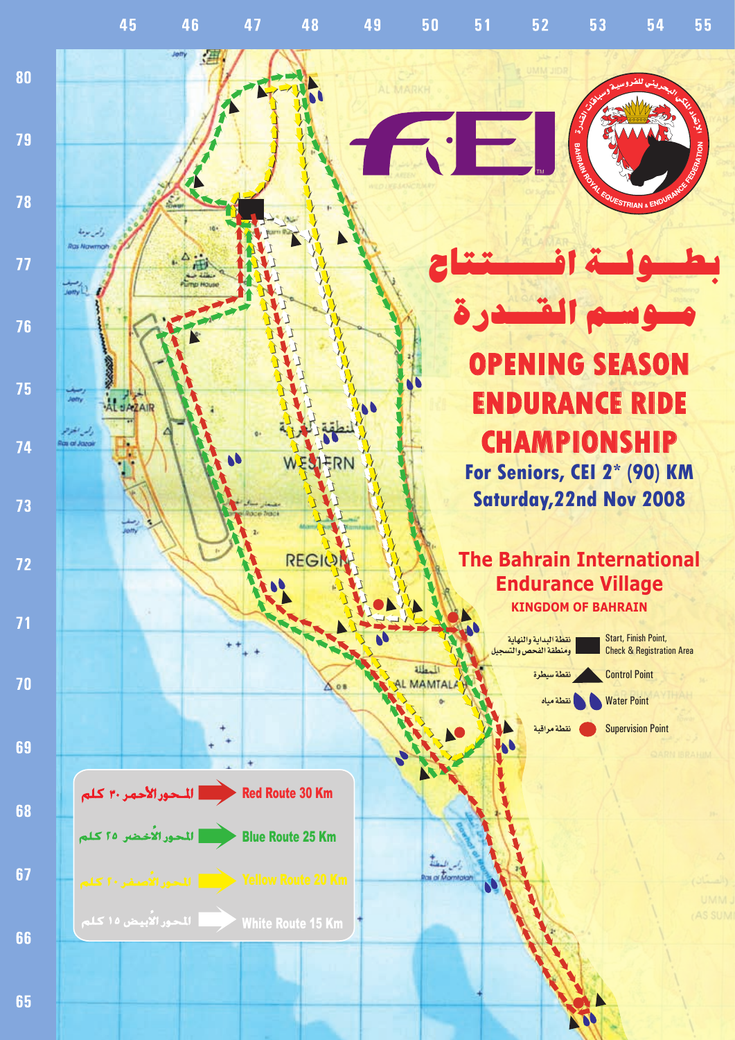بطـــولــة افــــتتاح
مـــوسم القـــدرة

# OPENING SEASON ENDURANCE RIDE CHAMPIONSHIP

**For Seniors, CEI 2* (90) KM**

**Saturday,22nd Nov 2008**

## The Bahrain International Endurance Village

**KINGDOM OF BAHRAIN**

نقطة البداية والنهاية ومنطقة الفحص والتسجيل — Start, Finish Point, Check & Registration Area

نقطة سيطرة — Control Point

نقطة مياه — Water Point

نقطة مراقبة — Supervision Point

المحور الأحمر ٣٠ كلم — Red Route 30 Km

المحور الأخضر ٢٥ كلم — Blue Route 25 Km

المحور الأصفر ٢٠ كلم — Yellow Route 20 Km

المحور الأبيض ١٥ كلم — White Route 15 Km